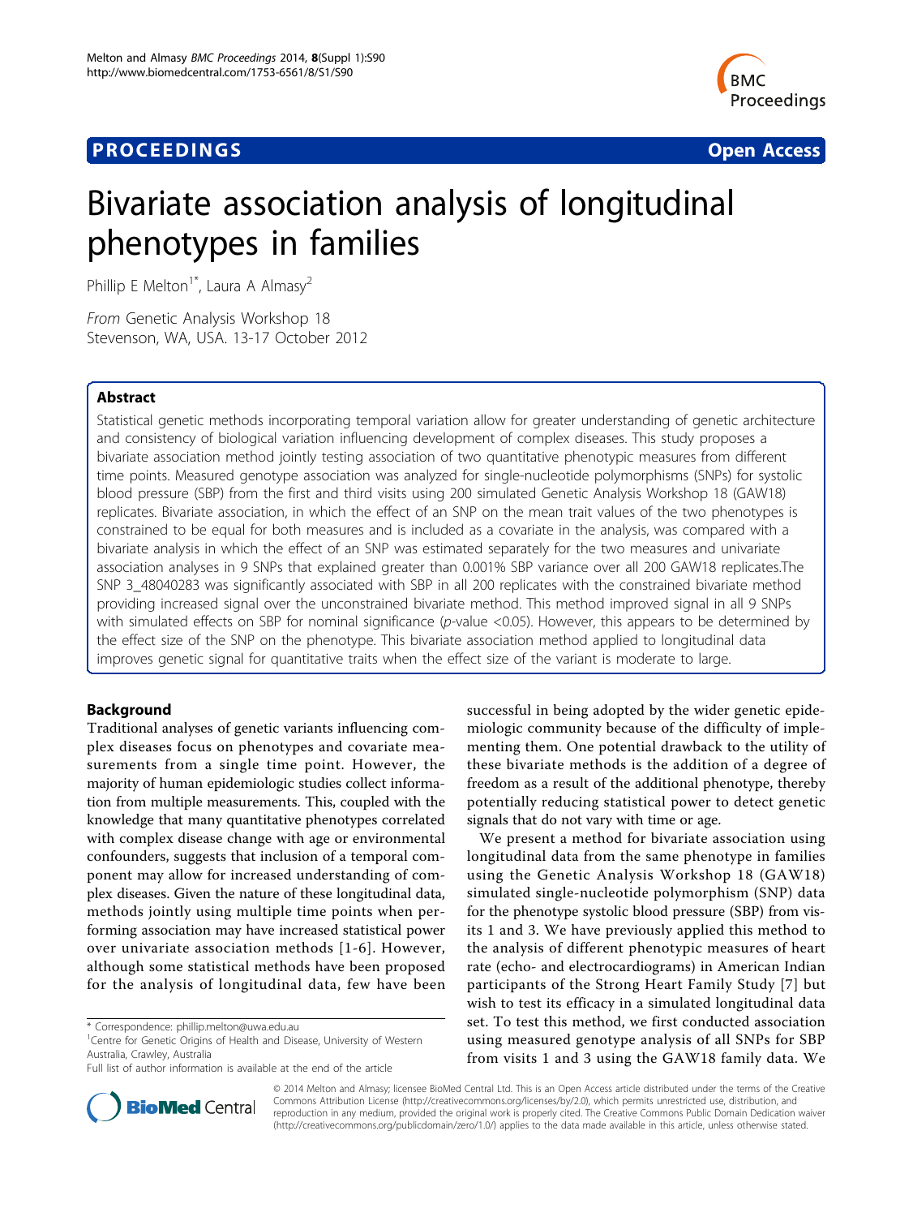# Bivariate association analysis of longitudinal phenotypes in families

Phillip E Melton[1*], Laura A Almasy[2]

*From* Genetic Analysis Workshop 18
Stevenson, WA, USA. 13-17 October 2012

## Abstract

Statistical genetic methods incorporating temporal variation allow for greater understanding of genetic architecture and consistency of biological variation influencing development of complex diseases. This study proposes a bivariate association method jointly testing association of two quantitative phenotypic measures from different time points. Measured genotype association was analyzed for single-nucleotide polymorphisms (SNPs) for systolic blood pressure (SBP) from the first and third visits using 200 simulated Genetic Analysis Workshop 18 (GAW18) replicates. Bivariate association, in which the effect of an SNP on the mean trait values of the two phenotypes is constrained to be equal for both measures and is included as a covariate in the analysis, was compared with a bivariate analysis in which the effect of an SNP was estimated separately for the two measures and univariate association analyses in 9 SNPs that explained greater than 0.001% SBP variance over all 200 GAW18 replicates.The SNP 3_48040283 was significantly associated with SBP in all 200 replicates with the constrained bivariate method providing increased signal over the unconstrained bivariate method. This method improved signal in all 9 SNPs with simulated effects on SBP for nominal significance (*p*-value <0.05). However, this appears to be determined by the effect size of the SNP on the phenotype. This bivariate association method applied to longitudinal data improves genetic signal for quantitative traits when the effect size of the variant is moderate to large.

## Background

Traditional analyses of genetic variants influencing complex diseases focus on phenotypes and covariate measurements from a single time point. However, the majority of human epidemiologic studies collect information from multiple measurements. This, coupled with the knowledge that many quantitative phenotypes correlated with complex disease change with age or environmental confounders, suggests that inclusion of a temporal component may allow for increased understanding of complex diseases. Given the nature of these longitudinal data, methods jointly using multiple time points when performing association may have increased statistical power over univariate association methods [1-6]. However, although some statistical methods have been proposed for the analysis of longitudinal data, few have been successful in being adopted by the wider genetic epidemiologic community because of the difficulty of implementing them. One potential drawback to the utility of these bivariate methods is the addition of a degree of freedom as a result of the additional phenotype, thereby potentially reducing statistical power to detect genetic signals that do not vary with time or age.

We present a method for bivariate association using longitudinal data from the same phenotype in families using the Genetic Analysis Workshop 18 (GAW18) simulated single-nucleotide polymorphism (SNP) data for the phenotype systolic blood pressure (SBP) from visits 1 and 3. We have previously applied this method to the analysis of different phenotypic measures of heart rate (echo- and electrocardiograms) in American Indian participants of the Strong Heart Family Study [7] but wish to test its efficacy in a simulated longitudinal data set. To test this method, we first conducted association using measured genotype analysis of all SNPs for SBP from visits 1 and 3 using the GAW18 family data. We

\* Correspondence: phillip.melton@uwa.edu.au
[1]Centre for Genetic Origins of Health and Disease, University of Western Australia, Crawley, Australia
Full list of author information is available at the end of the article

© 2014 Melton and Almasy; licensee BioMed Central Ltd. This is an Open Access article distributed under the terms of the Creative Commons Attribution License (http://creativecommons.org/licenses/by/2.0), which permits unrestricted use, distribution, and reproduction in any medium, provided the original work is properly cited. The Creative Commons Public Domain Dedication waiver (http://creativecommons.org/publicdomain/zero/1.0/) applies to the data made available in this article, unless otherwise stated.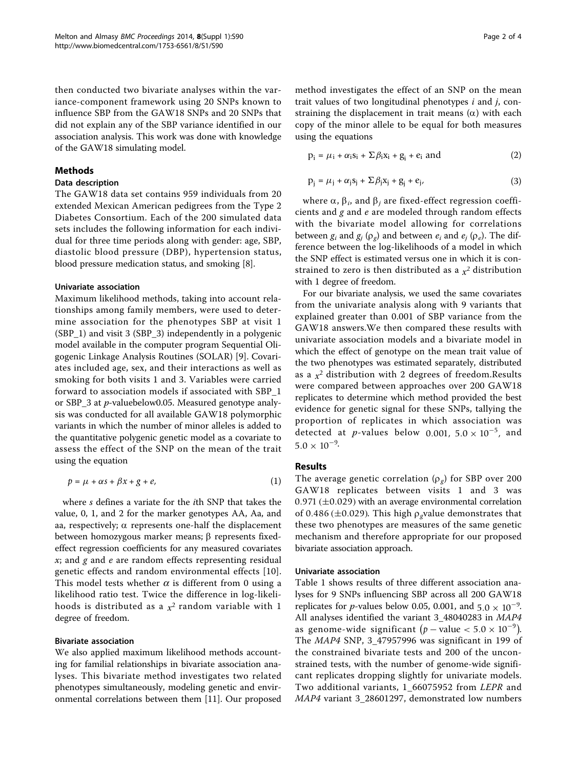then conducted two bivariate analyses within the variance-component framework using 20 SNPs known to influence SBP from the GAW18 SNPs and 20 SNPs that did not explain any of the SBP variance identified in our association analysis. This work was done with knowledge of the GAW18 simulating model.

## Methods

### Data description

The GAW18 data set contains 959 individuals from 20 extended Mexican American pedigrees from the Type 2 Diabetes Consortium. Each of the 200 simulated data sets includes the following information for each individual for three time periods along with gender: age, SBP, diastolic blood pressure (DBP), hypertension status, blood pressure medication status, and smoking [8].

#### Univariate association

Maximum likelihood methods, taking into account relationships among family members, were used to determine association for the phenotypes SBP at visit 1 (SBP_1) and visit 3 (SBP_3) independently in a polygenic model available in the computer program Sequential Oligogenic Linkage Analysis Routines (SOLAR) [9]. Covariates included age, sex, and their interactions as well as smoking for both visits 1 and 3. Variables were carried forward to association models if associated with SBP_1 or SBP_3 at *p*-valuebelow0.05. Measured genotype analysis was conducted for all available GAW18 polymorphic variants in which the number of minor alleles is added to the quantitative polygenic genetic model as a covariate to assess the effect of the SNP on the mean of the trait using the equation

$$p = \mu + \alpha s + \beta x + g + e, \tag{1}$$

where $s$ defines a variate for the $i$th SNP that takes the value, 0, 1, and 2 for the marker genotypes AA, Aa, and aa, respectively; $\alpha$ represents one-half the displacement between homozygous marker means; $\beta$ represents fixed-effect regression coefficients for any measured covariates $x$; and $g$ and $e$ are random effects representing residual genetic effects and random environmental effects [10]. This model tests whether $\alpha$ is different from 0 using a likelihood ratio test. Twice the difference in log-likelihoods is distributed as a $\chi^2$ random variable with 1 degree of freedom.

#### Bivariate association

We also applied maximum likelihood methods accounting for familial relationships in bivariate association analyses. This bivariate method investigates two related phenotypes simultaneously, modeling genetic and environmental correlations between them [11]. Our proposed method investigates the effect of an SNP on the mean trait values of two longitudinal phenotypes $i$ and $j$, constraining the displacement in trait means ($\alpha$) with each copy of the minor allele to be equal for both measures using the equations

$$p_i = \mu_i + \alpha_i s_i + \Sigma \beta_i x_i + g_i + e_i \text{ and} \tag{2}$$

$$p_j = \mu_j + \alpha_j s_j + \Sigma \beta_j x_j + g_j + e_j, \tag{3}$$

where $\alpha$, $\beta_i$, and $\beta_j$ are fixed-effect regression coefficients and $g$ and $e$ are modeled through random effects with the bivariate model allowing for correlations between $g_i$ and $g_j$ ($\rho_g$) and between $e_i$ and $e_j$ ($\rho_e$). The difference between the log-likelihoods of a model in which the SNP effect is estimated versus one in which it is constrained to zero is then distributed as a $\chi^2$ distribution with 1 degree of freedom.

For our bivariate analysis, we used the same covariates from the univariate analysis along with 9 variants that explained greater than 0.001 of SBP variance from the GAW18 answers.We then compared these results with univariate association models and a bivariate model in which the effect of genotype on the mean trait value of the two phenotypes was estimated separately, distributed as a $\chi^2$ distribution with 2 degrees of freedom.Results were compared between approaches over 200 GAW18 replicates to determine which method provided the best evidence for genetic signal for these SNPs, tallying the proportion of replicates in which association was detected at *p*-values below 0.001, $5.0 \times 10^{-5}$, and $5.0 \times 10^{-9}$.

## Results

The average genetic correlation ($\rho_g$) for SBP over 200 GAW18 replicates between visits 1 and 3 was 0.971 ($\pm$0.029) with an average environmental correlation of 0.486 ($\pm$0.029). This high $\rho_g$value demonstrates that these two phenotypes are measures of the same genetic mechanism and therefore appropriate for our proposed bivariate association approach.

#### Univariate association

Table 1 shows results of three different association analyses for 9 SNPs influencing SBP across all 200 GAW18 replicates for *p*-values below 0.05, 0.001, and $5.0 \times 10^{-9}$. All analyses identified the variant 3_48040283 in *MAP4* as genome-wide significant ($p - \text{value} < 5.0 \times 10^{-9}$). The *MAP4* SNP, 3_47957996 was significant in 199 of the constrained bivariate tests and 200 of the unconstrained tests, with the number of genome-wide significant replicates dropping slightly for univariate models. Two additional variants, 1_66075952 from *LEPR* and *MAP4* variant 3_28601297, demonstrated low numbers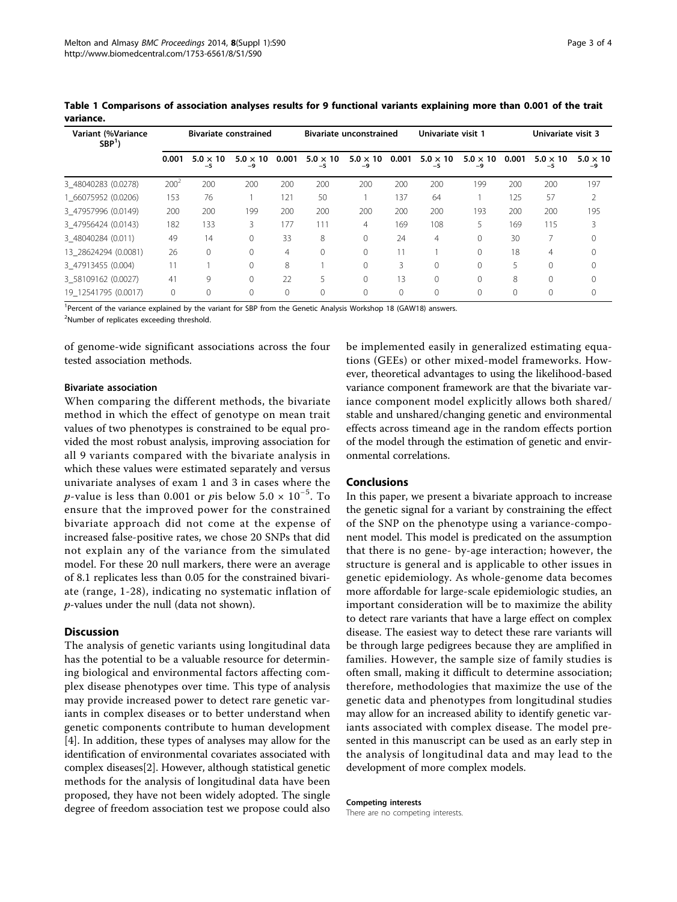**Table 1 Comparisons of association analyses results for 9 functional variants explaining more than 0.001 of the trait variance.**

| Variant (%Variance SBP[1]) | Bivariate constrained | | | Bivariate unconstrained | | | Univariate visit 1 | | | Univariate visit 3 | | |
|---|---|---|---|---|---|---|---|---|---|---|---|---|
| | 0.001 | $5.0 \times 10^{-5}$ | $5.0 \times 10^{-9}$ | 0.001 | $5.0 \times 10^{-5}$ | $5.0 \times 10^{-9}$ | 0.001 | $5.0 \times 10^{-5}$ | $5.0 \times 10^{-9}$ | 0.001 | $5.0 \times 10^{-5}$ | $5.0 \times 10^{-9}$ |
| 3_48040283 (0.0278) | 200[2] | 200 | 200 | 200 | 200 | 200 | 200 | 200 | 199 | 200 | 200 | 197 |
| 1_66075952 (0.0206) | 153 | 76 | 1 | 121 | 50 | 1 | 137 | 64 | 1 | 125 | 57 | 2 |
| 3_47957996 (0.0149) | 200 | 200 | 199 | 200 | 200 | 200 | 200 | 200 | 193 | 200 | 200 | 195 |
| 3_47956424 (0.0143) | 182 | 133 | 3 | 177 | 111 | 4 | 169 | 108 | 5 | 169 | 115 | 3 |
| 3_48040284 (0.011) | 49 | 14 | 0 | 33 | 8 | 0 | 24 | 4 | 0 | 30 | 7 | 0 |
| 13_28624294 (0.0081) | 26 | 0 | 0 | 4 | 0 | 0 | 11 | 1 | 0 | 18 | 4 | 0 |
| 3_47913455 (0.004) | 11 | 1 | 0 | 8 | 1 | 0 | 3 | 0 | 0 | 5 | 0 | 0 |
| 3_58109162 (0.0027) | 41 | 9 | 0 | 22 | 5 | 0 | 13 | 0 | 0 | 8 | 0 | 0 |
| 19_12541795 (0.0017) | 0 | 0 | 0 | 0 | 0 | 0 | 0 | 0 | 0 | 0 | 0 | 0 |

[1]Percent of the variance explained by the variant for SBP from the Genetic Analysis Workshop 18 (GAW18) answers.

[2]Number of replicates exceeding threshold.

of genome-wide significant associations across the four tested association methods.

### Bivariate association

When comparing the different methods, the bivariate method in which the effect of genotype on mean trait values of two phenotypes is constrained to be equal provided the most robust analysis, improving association for all 9 variants compared with the bivariate analysis in which these values were estimated separately and versus univariate analyses of exam 1 and 3 in cases where the $p$-value is less than 0.001 or $p$is below $5.0 \times 10^{-5}$. To ensure that the improved power for the constrained bivariate approach did not come at the expense of increased false-positive rates, we chose 20 SNPs that did not explain any of the variance from the simulated model. For these 20 null markers, there were an average of 8.1 replicates less than 0.05 for the constrained bivariate (range, 1-28), indicating no systematic inflation of $p$-values under the null (data not shown).

## Discussion

The analysis of genetic variants using longitudinal data has the potential to be a valuable resource for determining biological and environmental factors affecting complex disease phenotypes over time. This type of analysis may provide increased power to detect rare genetic variants in complex diseases or to better understand when genetic components contribute to human development [4]. In addition, these types of analyses may allow for the identification of environmental covariates associated with complex diseases[2]. However, although statistical genetic methods for the analysis of longitudinal data have been proposed, they have not been widely adopted. The single degree of freedom association test we propose could also be implemented easily in generalized estimating equations (GEEs) or other mixed-model frameworks. However, theoretical advantages to using the likelihood-based variance component framework are that the bivariate variance component model explicitly allows both shared/stable and unshared/changing genetic and environmental effects across timeand age in the random effects portion of the model through the estimation of genetic and environmental correlations.

## Conclusions

In this paper, we present a bivariate approach to increase the genetic signal for a variant by constraining the effect of the SNP on the phenotype using a variance-component model. This model is predicated on the assumption that there is no gene- by-age interaction; however, the structure is general and is applicable to other issues in genetic epidemiology. As whole-genome data becomes more affordable for large-scale epidemiologic studies, an important consideration will be to maximize the ability to detect rare variants that have a large effect on complex disease. The easiest way to detect these rare variants will be through large pedigrees because they are amplified in families. However, the sample size of family studies is often small, making it difficult to determine association; therefore, methodologies that maximize the use of the genetic data and phenotypes from longitudinal studies may allow for an increased ability to identify genetic variants associated with complex disease. The model presented in this manuscript can be used as an early step in the analysis of longitudinal data and may lead to the development of more complex models.

#### Competing interests

There are no competing interests.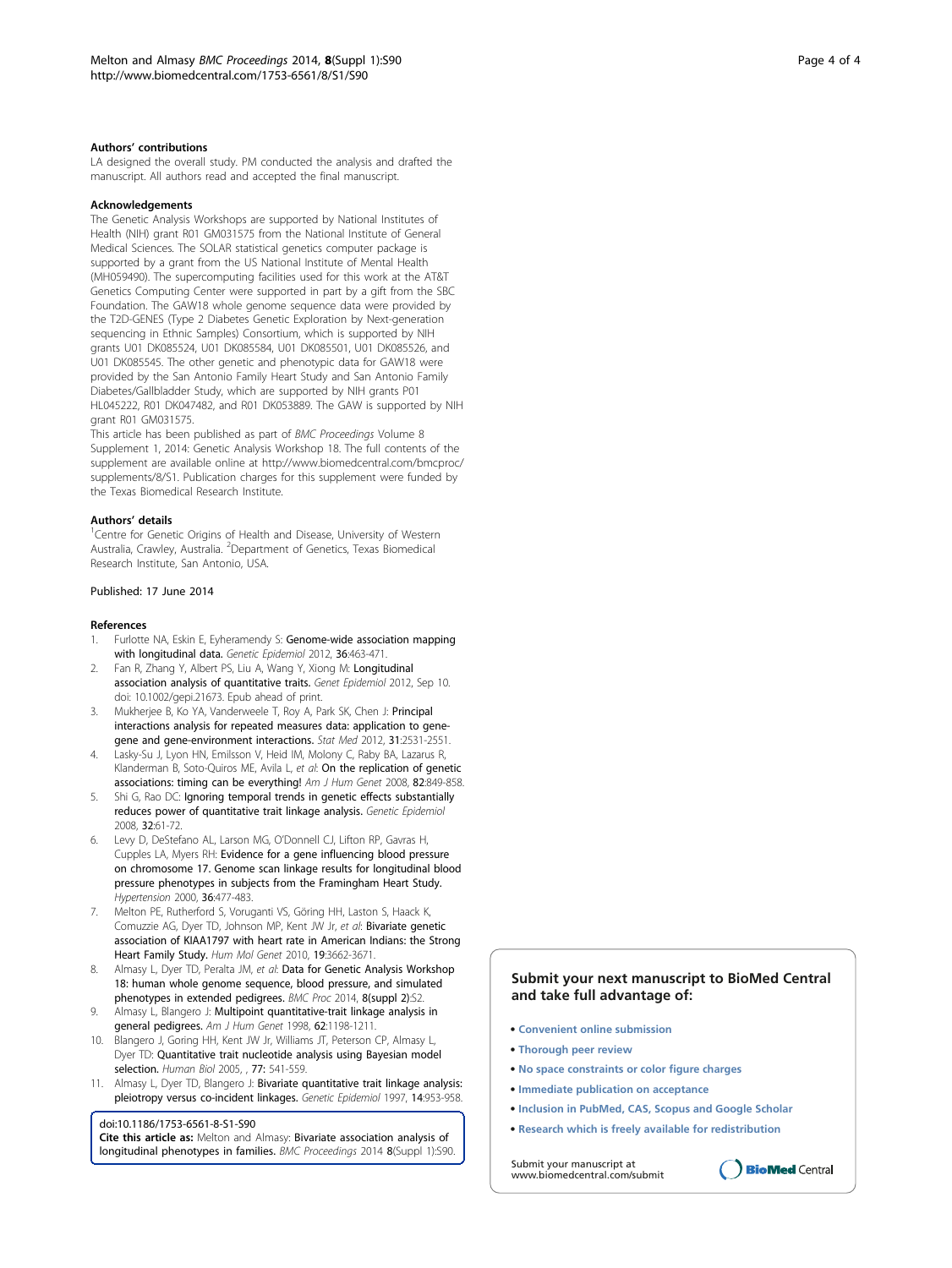### Authors' contributions

LA designed the overall study. PM conducted the analysis and drafted the manuscript. All authors read and accepted the final manuscript.

### Acknowledgements

The Genetic Analysis Workshops are supported by National Institutes of Health (NIH) grant R01 GM031575 from the National Institute of General Medical Sciences. The SOLAR statistical genetics computer package is supported by a grant from the US National Institute of Mental Health (MH059490). The supercomputing facilities used for this work at the AT&T Genetics Computing Center were supported in part by a gift from the SBC Foundation. The GAW18 whole genome sequence data were provided by the T2D-GENES (Type 2 Diabetes Genetic Exploration by Next-generation sequencing in Ethnic Samples) Consortium, which is supported by NIH grants U01 DK085524, U01 DK085584, U01 DK085501, U01 DK085526, and U01 DK085545. The other genetic and phenotypic data for GAW18 were provided by the San Antonio Family Heart Study and San Antonio Family Diabetes/Gallbladder Study, which are supported by NIH grants P01 HL045222, R01 DK047482, and R01 DK053889. The GAW is supported by NIH grant R01 GM031575.

This article has been published as part of *BMC Proceedings* Volume 8 Supplement 1, 2014: Genetic Analysis Workshop 18. The full contents of the supplement are available online at http://www.biomedcentral.com/bmcproc/supplements/8/S1. Publication charges for this supplement were funded by the Texas Biomedical Research Institute.

### Authors' details

[1]Centre for Genetic Origins of Health and Disease, University of Western Australia, Crawley, Australia. [2]Department of Genetics, Texas Biomedical Research Institute, San Antonio, USA.

Published: 17 June 2014

### References

1. Furlotte NA, Eskin E, Eyheramendy S: **Genome-wide association mapping with longitudinal data.** *Genetic Epidemiol* 2012, **36**:463-471.
2. Fan R, Zhang Y, Albert PS, Liu A, Wang Y, Xiong M: **Longitudinal association analysis of quantitative traits.** *Genet Epidemiol* 2012, Sep 10. doi: 10.1002/gepi.21673. Epub ahead of print.
3. Mukherjee B, Ko YA, Vanderweele T, Roy A, Park SK, Chen J: **Principal interactions analysis for repeated measures data: application to gene-gene and gene-environment interactions.** *Stat Med* 2012, **31**:2531-2551.
4. Lasky-Su J, Lyon HN, Emilsson V, Heid IM, Molony C, Raby BA, Lazarus R, Klanderman B, Soto-Quiros ME, Avila L, *et al*: **On the replication of genetic associations: timing can be everything!** *Am J Hum Genet* 2008, **82**:849-858.
5. Shi G, Rao DC: **Ignoring temporal trends in genetic effects substantially reduces power of quantitative trait linkage analysis.** *Genetic Epidemiol* 2008, **32**:61-72.
6. Levy D, DeStefano AL, Larson MG, O'Donnell CJ, Lifton RP, Gavras H, Cupples LA, Myers RH: **Evidence for a gene influencing blood pressure on chromosome 17. Genome scan linkage results for longitudinal blood pressure phenotypes in subjects from the Framingham Heart Study.** *Hypertension* 2000, **36**:477-483.
7. Melton PE, Rutherford S, Voruganti VS, Göring HH, Laston S, Haack K, Comuzzie AG, Dyer TD, Johnson MP, Kent JW Jr, *et al*: **Bivariate genetic association of KIAA1797 with heart rate in American Indians: the Strong Heart Family Study.** *Hum Mol Genet* 2010, **19**:3662-3671.
8. Almasy L, Dyer TD, Peralta JM, *et al*: **Data for Genetic Analysis Workshop 18: human whole genome sequence, blood pressure, and simulated phenotypes in extended pedigrees.** *BMC Proc* 2014, **8(suppl 2)**:S2.
9. Almasy L, Blangero J: **Multipoint quantitative-trait linkage analysis in general pedigrees.** *Am J Hum Genet* 1998, **62**:1198-1211.
10. Blangero J, Goring HH, Kent JW Jr, Williams JT, Peterson CP, Almasy L, Dyer TD: **Quantitative trait nucleotide analysis using Bayesian model selection.** *Human Biol* 2005, , **77**: 541-559.
11. Almasy L, Dyer TD, Blangero J: **Bivariate quantitative trait linkage analysis: pleiotropy versus co-incident linkages.** *Genetic Epidemiol* 1997, **14**:953-958.

doi:10.1186/1753-6561-8-S1-S90

**Cite this article as:** Melton and Almasy: **Bivariate association analysis of longitudinal phenotypes in families.** *BMC Proceedings* 2014 **8**(Suppl 1):S90.

**Submit your next manuscript to BioMed Central and take full advantage of:**

- Convenient online submission
- Thorough peer review
- No space constraints or color figure charges
- Immediate publication on acceptance
- Inclusion in PubMed, CAS, Scopus and Google Scholar
- Research which is freely available for redistribution

Submit your manuscript at www.biomedcentral.com/submit

BioMed Central